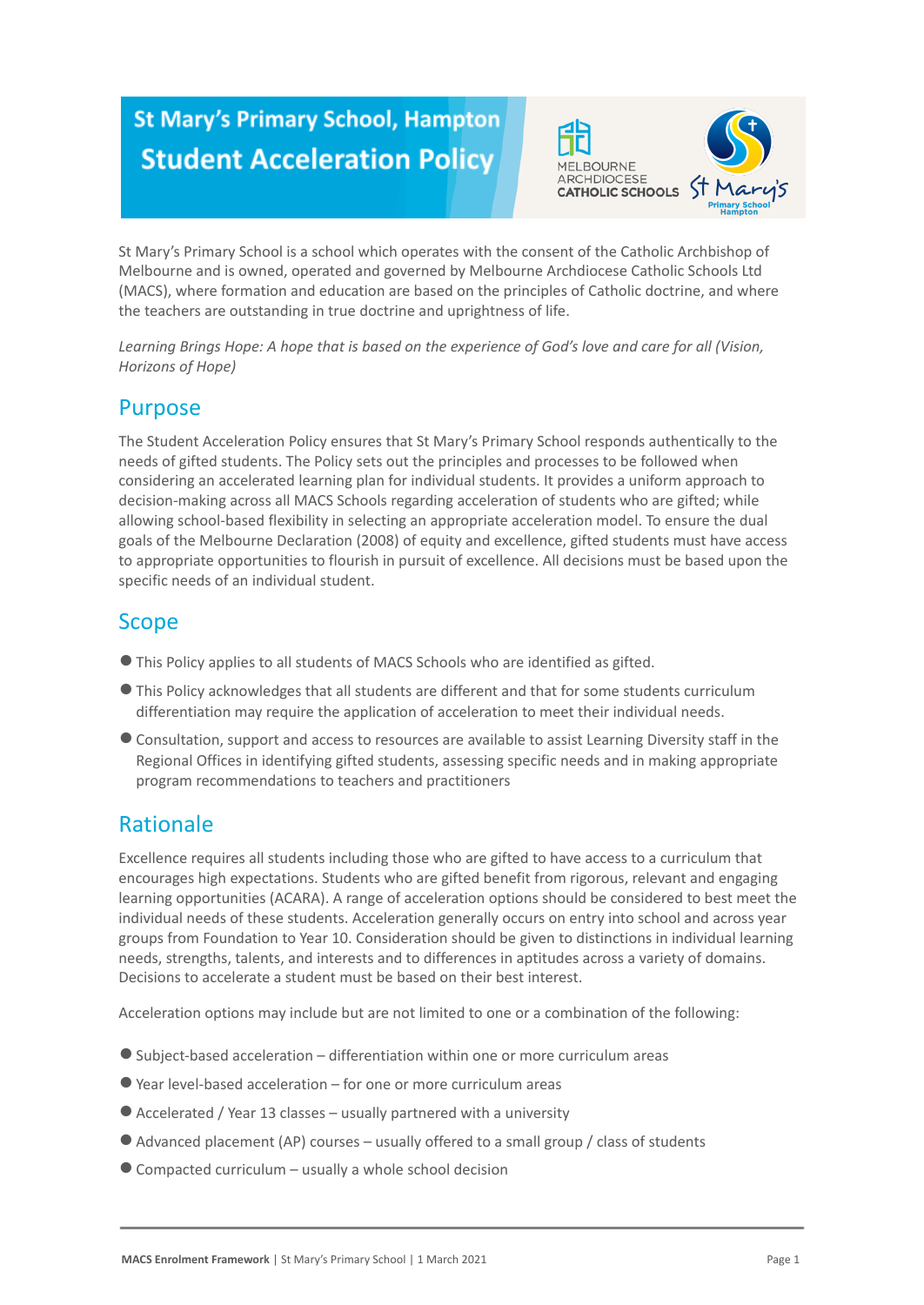# St Mary's Primary School, Hampton

# Student Acceleration Policy

St Mary's Primary School is a school which operates with the consent of the Catholic Archbishop of Melbourne and is owned, operated and governed by Melbourne Archdiocese Catholic Schools Ltd (MACS), where formation and education are based on the principles of Catholic doctrine, and where the teachers are outstanding in true doctrine and uprightness of life.

*Learning Brings Hope: A hope that is based on the experience of God's love and care for all (Vision, Horizons of Hope)*

## Purpose

The Student Acceleration Policy ensures that St Mary's Primary School responds authentically to the needs of gifted students. The Policy sets out the principles and processes to be followed when considering an accelerated learning plan for individual students. It provides a uniform approach to decision-making across all MACS Schools regarding acceleration of students who are gifted; while allowing school-based flexibility in selecting an appropriate acceleration model. To ensure the dual goals of the Melbourne Declaration (2008) of equity and excellence, gifted students must have access to appropriate opportunities to flourish in pursuit of excellence. All decisions must be based upon the specific needs of an individual student.

## Scope

- This Policy applies to all students of MACS Schools who are identified as gifted.
- This Policy acknowledges that all students are different and that for some students curriculum differentiation may require the application of acceleration to meet their individual needs.
- Consultation, support and access to resources are available to assist Learning Diversity staff in the Regional Offices in identifying gifted students, assessing specific needs and in making appropriate program recommendations to teachers and practitioners

## Rationale

Excellence requires all students including those who are gifted to have access to a curriculum that encourages high expectations. Students who are gifted benefit from rigorous, relevant and engaging learning opportunities (ACARA). A range of acceleration options should be considered to best meet the individual needs of these students. Acceleration generally occurs on entry into school and across year groups from Foundation to Year 10. Consideration should be given to distinctions in individual learning needs, strengths, talents, and interests and to differences in aptitudes across a variety of domains. Decisions to accelerate a student must be based on their best interest.

Acceleration options may include but are not limited to one or a combination of the following:

- Subject-based acceleration – differentiation within one or more curriculum areas
- Year level-based acceleration – for one or more curriculum areas
- Accelerated / Year 13 classes – usually partnered with a university
- Advanced placement (AP) courses – usually offered to a small group / class of students
- Compacted curriculum – usually a whole school decision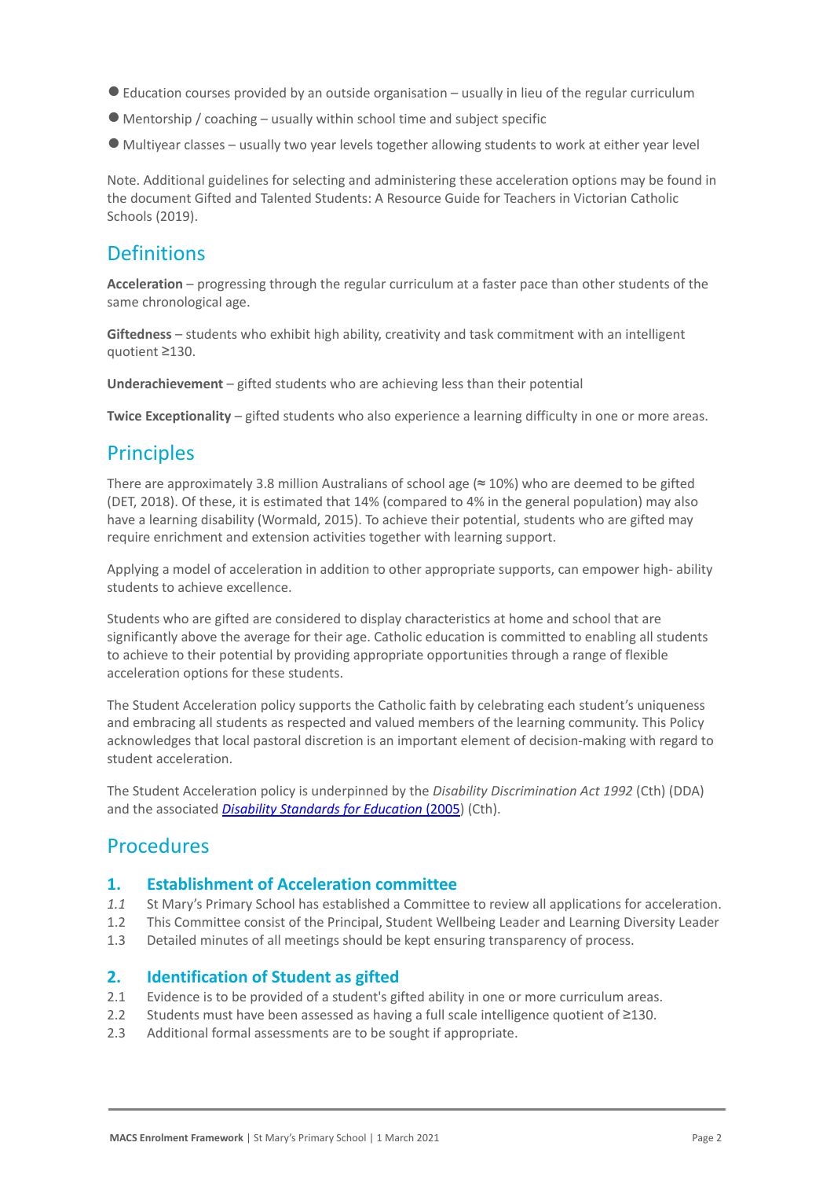- Education courses provided by an outside organisation – usually in lieu of the regular curriculum
- Mentorship / coaching – usually within school time and subject specific
- Multiyear classes – usually two year levels together allowing students to work at either year level

Note. Additional guidelines for selecting and administering these acceleration options may be found in the document Gifted and Talented Students: A Resource Guide for Teachers in Victorian Catholic Schools (2019).

## Definitions

**Acceleration** – progressing through the regular curriculum at a faster pace than other students of the same chronological age.

**Giftedness** – students who exhibit high ability, creativity and task commitment with an intelligent quotient ≥130.

**Underachievement** – gifted students who are achieving less than their potential

**Twice Exceptionality** – gifted students who also experience a learning difficulty in one or more areas.

## Principles

There are approximately 3.8 million Australians of school age (≈ 10%) who are deemed to be gifted (DET, 2018). Of these, it is estimated that 14% (compared to 4% in the general population) may also have a learning disability (Wormald, 2015). To achieve their potential, students who are gifted may require enrichment and extension activities together with learning support.

Applying a model of acceleration in addition to other appropriate supports, can empower high- ability students to achieve excellence.

Students who are gifted are considered to display characteristics at home and school that are significantly above the average for their age. Catholic education is committed to enabling all students to achieve to their potential by providing appropriate opportunities through a range of flexible acceleration options for these students.

The Student Acceleration policy supports the Catholic faith by celebrating each student's uniqueness and embracing all students as respected and valued members of the learning community. This Policy acknowledges that local pastoral discretion is an important element of decision-making with regard to student acceleration.

The Student Acceleration policy is underpinned by the *Disability Discrimination Act 1992* (Cth) (DDA) and the associated *Disability Standards for Education* (2005) (Cth).

## Procedures

### 1. Establishment of Acceleration committee

*1.1* St Mary's Primary School has established a Committee to review all applications for acceleration.
1.2 This Committee consist of the Principal, Student Wellbeing Leader and Learning Diversity Leader
1.3 Detailed minutes of all meetings should be kept ensuring transparency of process.

### 2. Identification of Student as gifted

2.1 Evidence is to be provided of a student's gifted ability in one or more curriculum areas.
2.2 Students must have been assessed as having a full scale intelligence quotient of ≥130.
2.3 Additional formal assessments are to be sought if appropriate.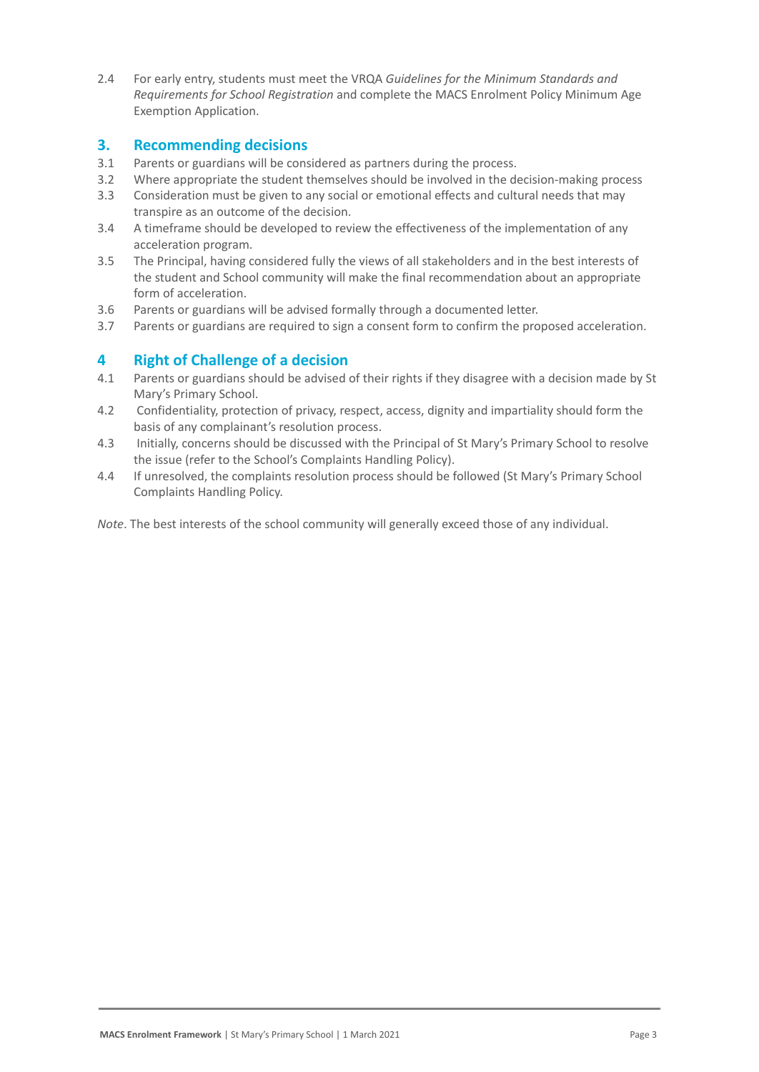2.4 For early entry, students must meet the VRQA *Guidelines for the Minimum Standards and Requirements for School Registration* and complete the MACS Enrolment Policy Minimum Age Exemption Application.

## 3. Recommending decisions

3.1 Parents or guardians will be considered as partners during the process.

3.2 Where appropriate the student themselves should be involved in the decision-making process

3.3 Consideration must be given to any social or emotional effects and cultural needs that may transpire as an outcome of the decision.

3.4 A timeframe should be developed to review the effectiveness of the implementation of any acceleration program.

3.5 The Principal, having considered fully the views of all stakeholders and in the best interests of the student and School community will make the final recommendation about an appropriate form of acceleration.

3.6 Parents or guardians will be advised formally through a documented letter.

3.7 Parents or guardians are required to sign a consent form to confirm the proposed acceleration.

## 4 Right of Challenge of a decision

4.1 Parents or guardians should be advised of their rights if they disagree with a decision made by St Mary's Primary School.

4.2 Confidentiality, protection of privacy, respect, access, dignity and impartiality should form the basis of any complainant's resolution process.

4.3 Initially, concerns should be discussed with the Principal of St Mary's Primary School to resolve the issue (refer to the School's Complaints Handling Policy).

4.4 If unresolved, the complaints resolution process should be followed (St Mary's Primary School Complaints Handling Policy.

*Note*. The best interests of the school community will generally exceed those of any individual.